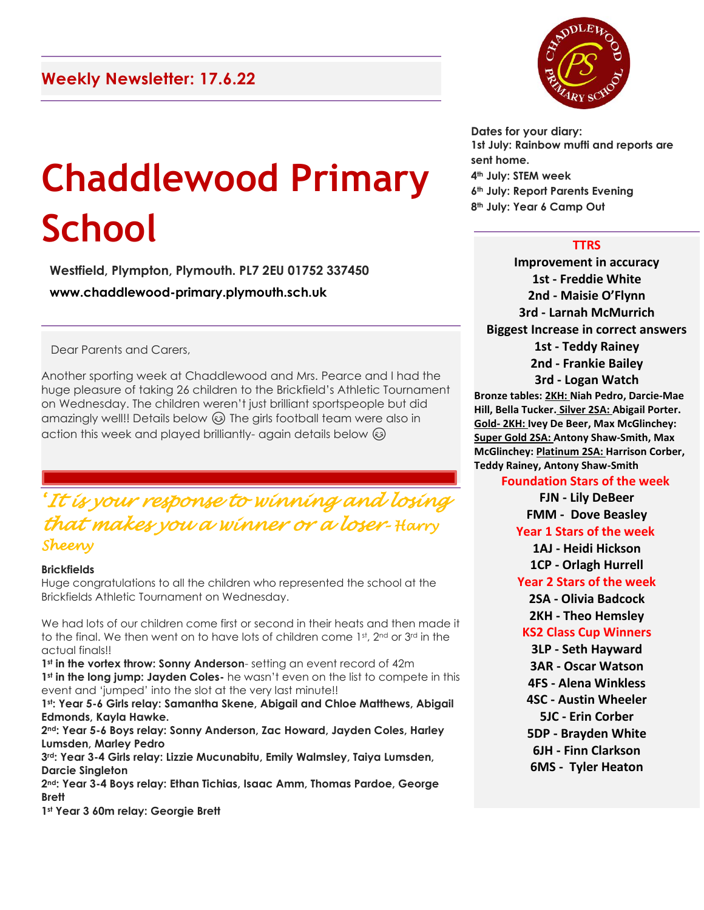## Weekly Newsletter: 17.6.22

# Chaddlewood Primary School

**Westfield, Plympton, Plymouth. PL7 2EU 01752 337450**

**www.chaddlewood-primary.plymouth.sch.uk**

Dear Parents and Carers,

Another sporting week at Chaddlewood and Mrs. Pearce and I had the huge pleasure of taking 26 children to the Brickfield's Athletic Tournament on Wednesday. The children weren't just brilliant sportspeople but did amazingly well!! Details below 😊 The girls football team were also in action this week and played brilliantly- again details below 😊

*'It is your response to winning and losing that makes you a winner or a loser- Harry Sheeny*

**Brickfields**

Huge congratulations to all the children who represented the school at the Brickfields Athletic Tournament on Wednesday.

We had lots of our children come first or second in their heats and then made it to the final. We then went on to have lots of children come 1st, 2nd or 3rd in the actual finals!!

**1st in the vortex throw: Sonny Anderson**- setting an event record of 42m

**1st in the long jump: Jayden Coles-** he wasn't even on the list to compete in this event and 'jumped' into the slot at the very last minute!!

**1st: Year 5-6 Girls relay: Samantha Skene, Abigail and Chloe Matthews, Abigail Edmonds, Kayla Hawke.**

**2nd: Year 5-6 Boys relay: Sonny Anderson, Zac Howard, Jayden Coles, Harley Lumsden, Marley Pedro**

**3rd: Year 3-4 Girls relay: Lizzie Mucunabitu, Emily Walmsley, Taiya Lumsden, Darcie Singleton**

**2nd: Year 3-4 Boys relay: Ethan Tichias, Isaac Amm, Thomas Pardoe, George Brett**

**1st Year 3 60m relay: Georgie Brett**

**Dates for your diary:**

**1st July: Rainbow mufti and reports are sent home.**

**4th July: STEM week**

**6th July: Report Parents Evening**

**8th July: Year 6 Camp Out**

### TTRS

**Improvement in accuracy**

**1st - Freddie White**

**2nd - Maisie O'Flynn**

**3rd - Larnah McMurrich**

**Biggest Increase in correct answers**

**1st - Teddy Rainey**

**2nd - Frankie Bailey**

**3rd - Logan Watch**

**Bronze tables: 2KH: Niah Pedro, Darcie-Mae Hill, Bella Tucker. Silver 2SA: Abigail Porter. Gold- 2KH: Ivey De Beer, Max McGlinchey: Super Gold 2SA: Antony Shaw-Smith, Max McGlinchey: Platinum 2SA: Harrison Corber, Teddy Rainey, Antony Shaw-Smith**

### Foundation Stars of the week

**FJN - Lily DeBeer**

**FMM - Dove Beasley**

### Year 1 Stars of the week

**1AJ - Heidi Hickson**

**1CP - Orlagh Hurrell**

### Year 2 Stars of the week

**2SA - Olivia Badcock**

**2KH - Theo Hemsley**

### KS2 Class Cup Winners

**3LP - Seth Hayward**

**3AR - Oscar Watson**

**4FS - Alena Winkless**

**4SC - Austin Wheeler**

**5JC - Erin Corber**

**5DP - Brayden White**

**6JH - Finn Clarkson**

**6MS - Tyler Heaton**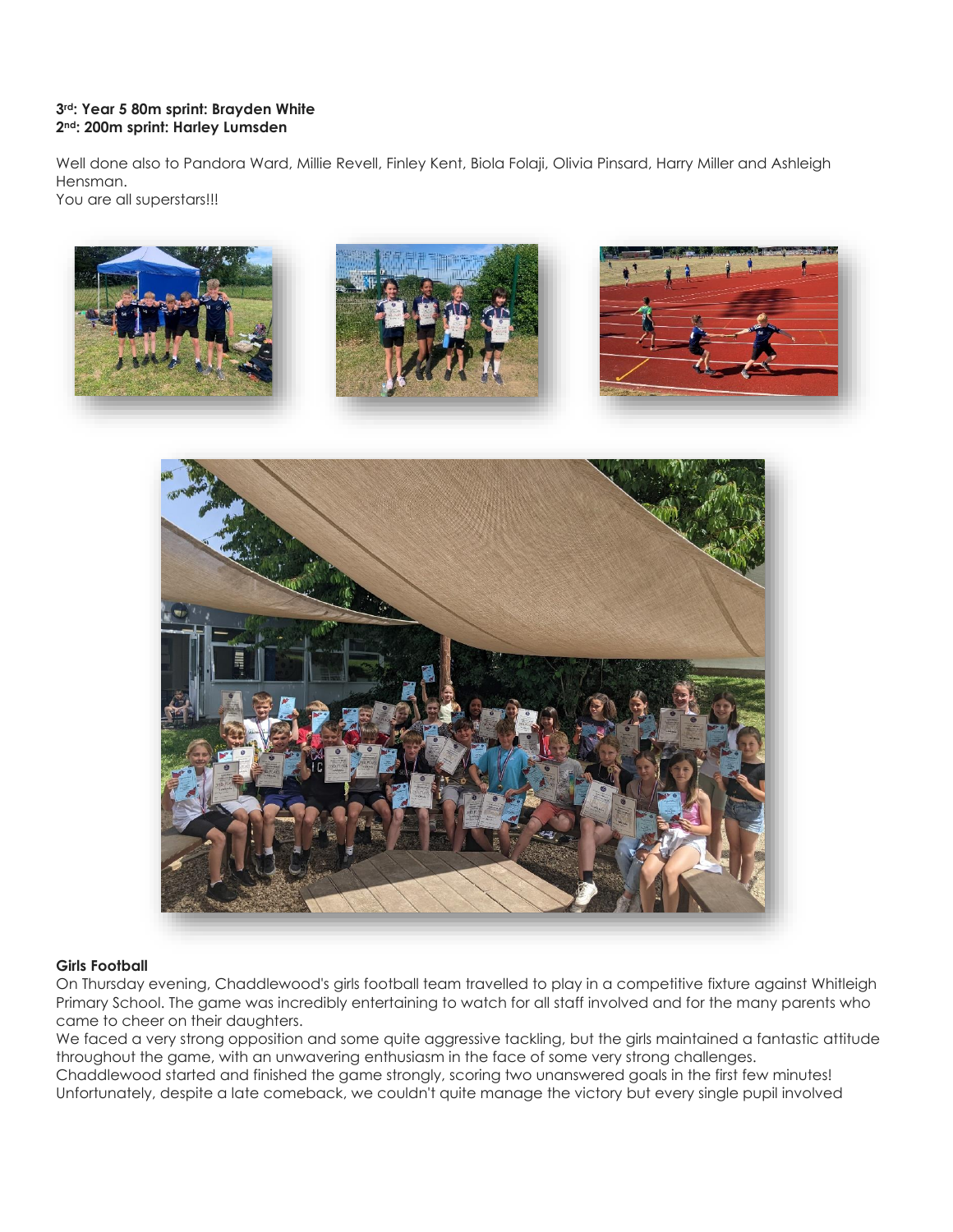**3rd: Year 5 80m sprint: Brayden White**
**2nd: 200m sprint: Harley Lumsden**

Well done also to Pandora Ward, Millie Revell, Finley Kent, Biola Folaji, Olivia Pinsard, Harry Miller and Ashleigh Hensman.
You are all superstars!!!

**Girls Football**

On Thursday evening, Chaddlewood's girls football team travelled to play in a competitive fixture against Whitleigh Primary School. The game was incredibly entertaining to watch for all staff involved and for the many parents who came to cheer on their daughters.
We faced a very strong opposition and some quite aggressive tackling, but the girls maintained a fantastic attitude throughout the game, with an unwavering enthusiasm in the face of some very strong challenges.
Chaddlewood started and finished the game strongly, scoring two unanswered goals in the first few minutes! Unfortunately, despite a late comeback, we couldn't quite manage the victory but every single pupil involved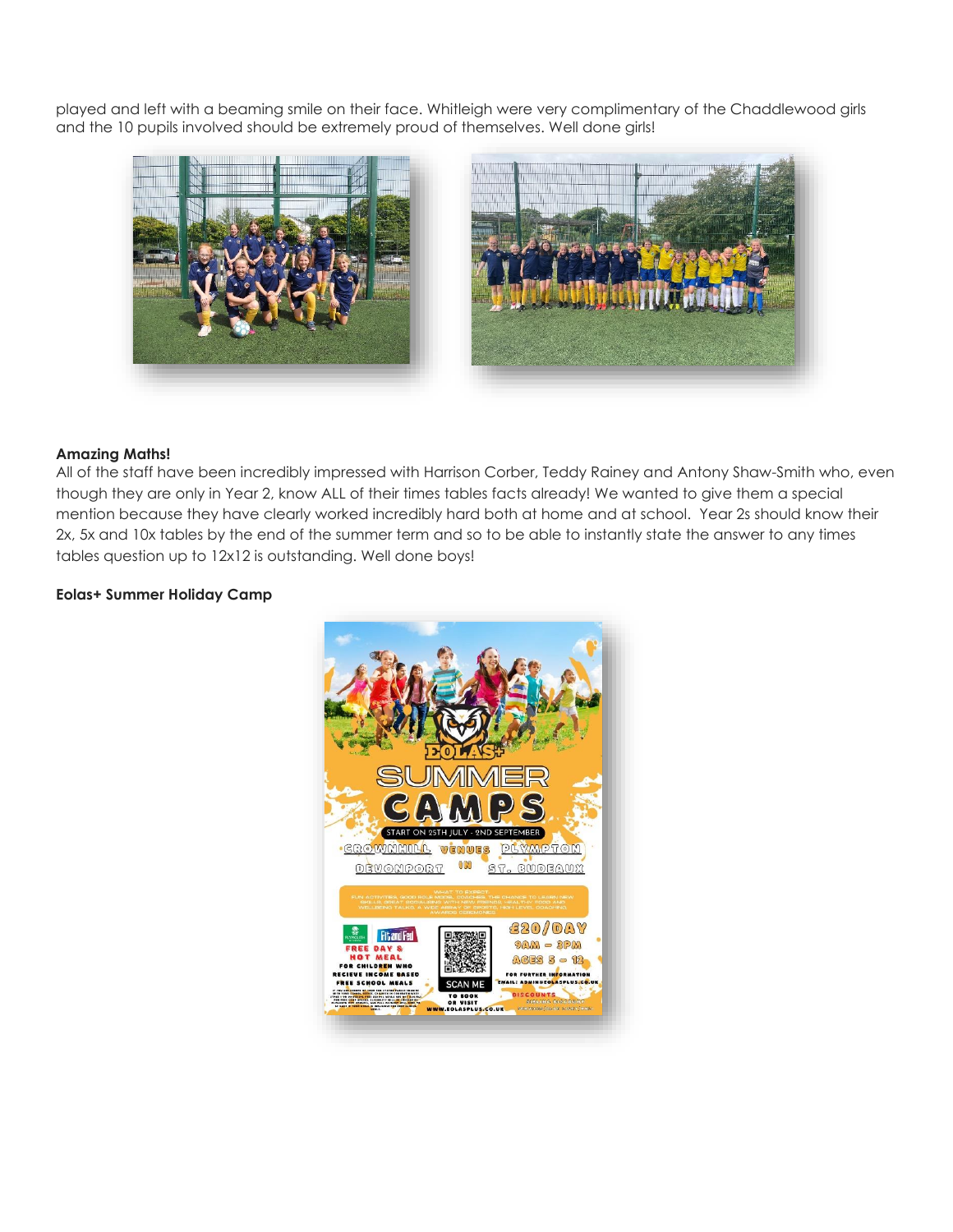played and left with a beaming smile on their face. Whitleigh were very complimentary of the Chaddlewood girls and the 10 pupils involved should be extremely proud of themselves. Well done girls!

**Amazing Maths!**

All of the staff have been incredibly impressed with Harrison Corber, Teddy Rainey and Antony Shaw-Smith who, even though they are only in Year 2, know ALL of their times tables facts already! We wanted to give them a special mention because they have clearly worked incredibly hard both at home and at school. Year 2s should know their 2x, 5x and 10x tables by the end of the summer term and so to be able to instantly state the answer to any times tables question up to 12x12 is outstanding. Well done boys!

**Eolas+ Summer Holiday Camp**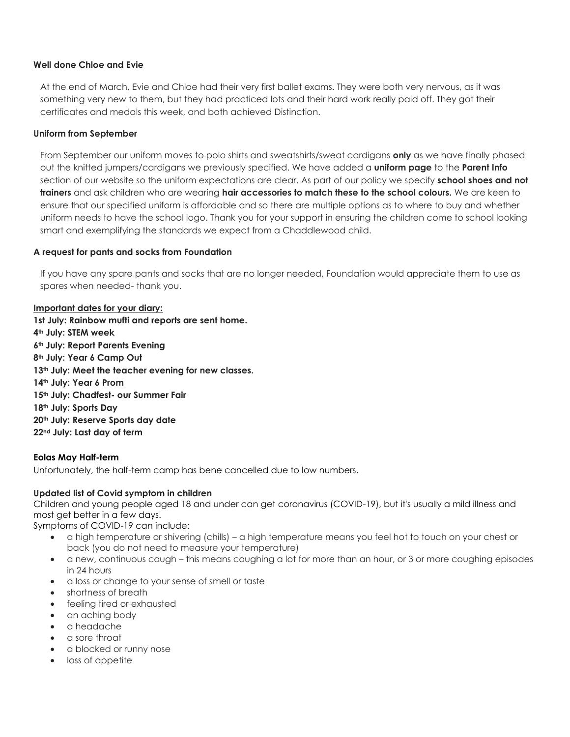**Well done Chloe and Evie**

At the end of March, Evie and Chloe had their very first ballet exams. They were both very nervous, as it was something very new to them, but they had practiced lots and their hard work really paid off. They got their certificates and medals this week, and both achieved Distinction.

**Uniform from September**

From September our uniform moves to polo shirts and sweatshirts/sweat cardigans **only** as we have finally phased out the knitted jumpers/cardigans we previously specified. We have added a **uniform page** to the **Parent Info** section of our website so the uniform expectations are clear. As part of our policy we specify **school shoes and not trainers** and ask children who are wearing **hair accessories to match these to the school colours.** We are keen to ensure that our specified uniform is affordable and so there are multiple options as to where to buy and whether uniform needs to have the school logo. Thank you for your support in ensuring the children come to school looking smart and exemplifying the standards we expect from a Chaddlewood child.

**A request for pants and socks from Foundation**

If you have any spare pants and socks that are no longer needed, Foundation would appreciate them to use as spares when needed- thank you.

**Important dates for your diary:**

**1st July: Rainbow mufti and reports are sent home.**
**4th July: STEM week**
**6th July: Report Parents Evening**
**8th July: Year 6 Camp Out**
**13th July: Meet the teacher evening for new classes.**
**14th July: Year 6 Prom**
**15th July: Chadfest- our Summer Fair**
**18th July: Sports Day**
**20th July: Reserve Sports day date**
**22nd July: Last day of term**

**Eolas May Half-term**

Unfortunately, the half-term camp has bene cancelled due to low numbers.

**Updated list of Covid symptom in children**

Children and young people aged 18 and under can get coronavirus (COVID-19), but it's usually a mild illness and most get better in a few days.

Symptoms of COVID-19 can include:

- a high temperature or shivering (chills) – a high temperature means you feel hot to touch on your chest or back (you do not need to measure your temperature)
- a new, continuous cough – this means coughing a lot for more than an hour, or 3 or more coughing episodes in 24 hours
- a loss or change to your sense of smell or taste
- shortness of breath
- feeling tired or exhausted
- an aching body
- a headache
- a sore throat
- a blocked or runny nose
- loss of appetite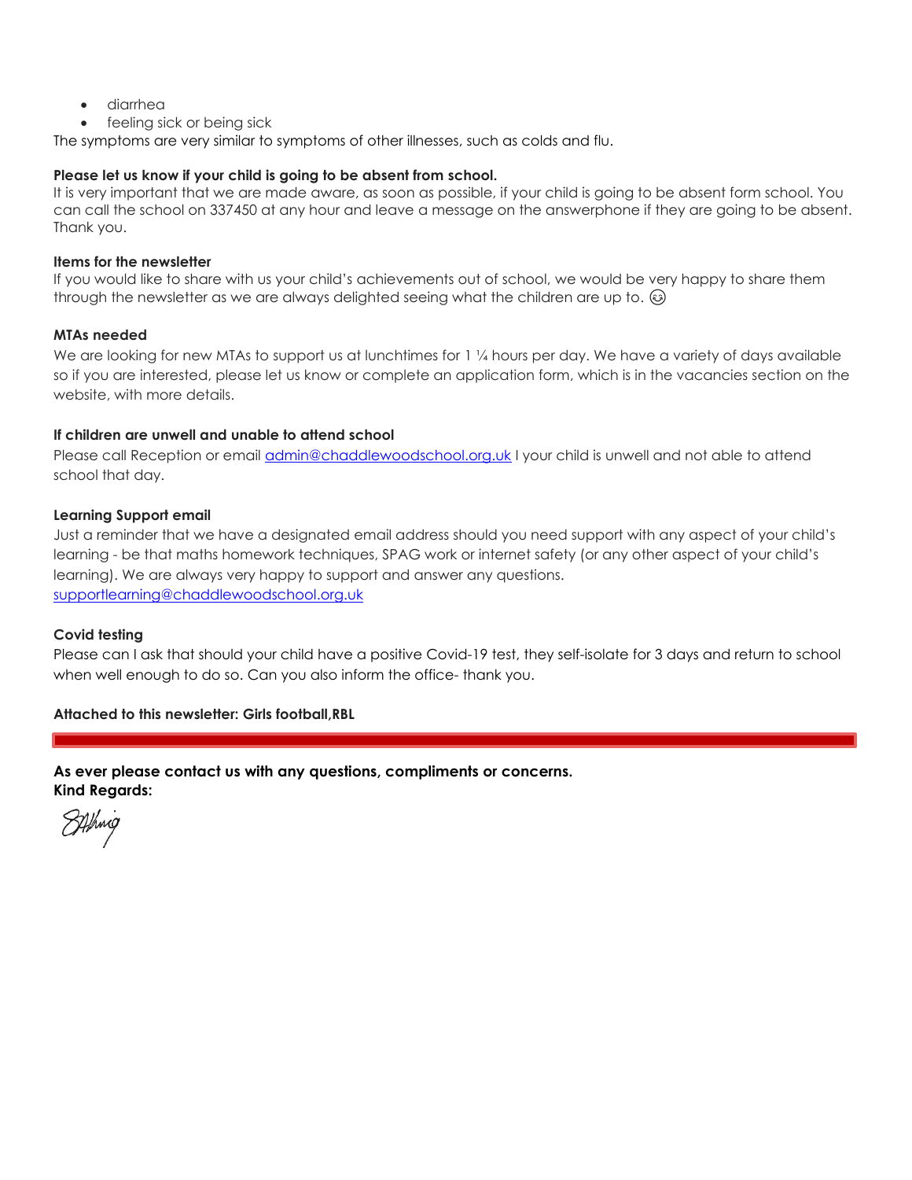- diarrhea
- feeling sick or being sick

The symptoms are very similar to symptoms of other illnesses, such as colds and flu.

**Please let us know if your child is going to be absent from school.**

It is very important that we are made aware, as soon as possible, if your child is going to be absent form school. You can call the school on 337450 at any hour and leave a message on the answerphone if they are going to be absent. Thank you.

**Items for the newsletter**

If you would like to share with us your child's achievements out of school, we would be very happy to share them through the newsletter as we are always delighted seeing what the children are up to. 😉

**MTAs needed**

We are looking for new MTAs to support us at lunchtimes for 1 ¼ hours per day. We have a variety of days available so if you are interested, please let us know or complete an application form, which is in the vacancies section on the website, with more details.

**If children are unwell and unable to attend school**

Please call Reception or email admin@chaddlewoodschool.org.uk I your child is unwell and not able to attend school that day.

**Learning Support email**

Just a reminder that we have a designated email address should you need support with any aspect of your child's learning - be that maths homework techniques, SPAG work or internet safety (or any other aspect of your child's learning). We are always very happy to support and answer any questions.
supportlearning@chaddlewoodschool.org.uk

**Covid testing**

Please can I ask that should your child have a positive Covid-19 test, they self-isolate for 3 days and return to school when well enough to do so. Can you also inform the office- thank you.

**Attached to this newsletter: Girls football,RBL**

---

**As ever please contact us with any questions, compliments or concerns.**
**Kind Regards:**